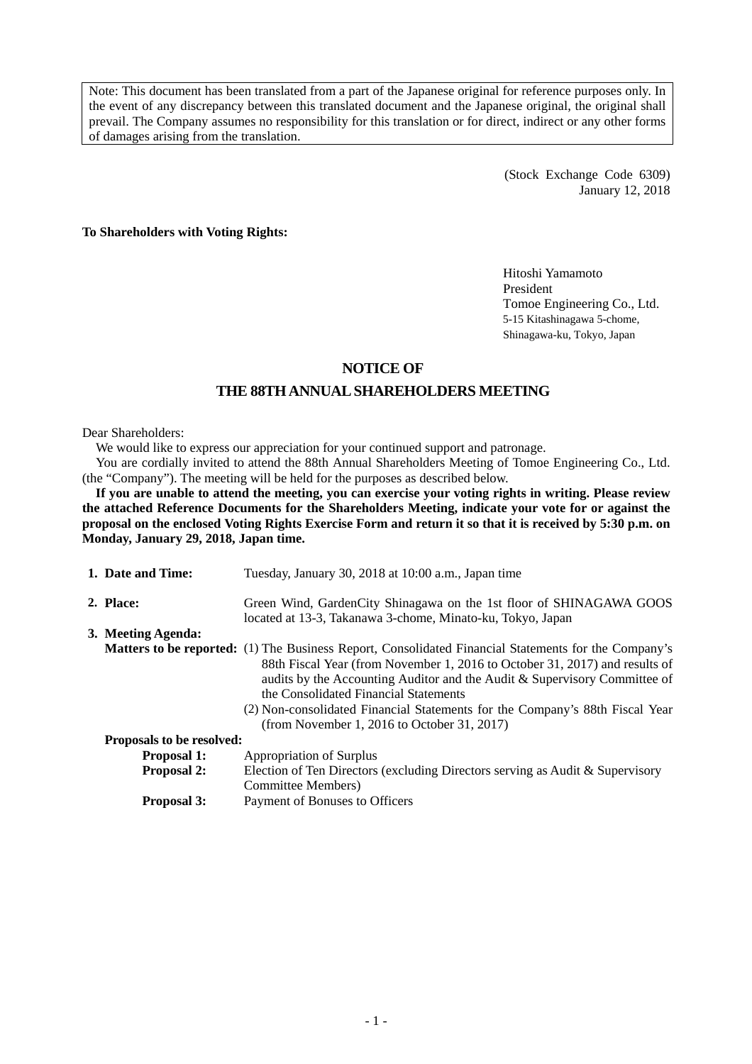Note: This document has been translated from a part of the Japanese original for reference purposes only. In the event of any discrepancy between this translated document and the Japanese original, the original shall prevail. The Company assumes no responsibility for this translation or for direct, indirect or any other forms of damages arising from the translation.

(Stock Exchange Code 6309)
January 12, 2018

**To Shareholders with Voting Rights:**

Hitoshi Yamamoto
President
Tomoe Engineering Co., Ltd.
5-15 Kitashinagawa 5-chome,
Shinagawa-ku, Tokyo, Japan

# NOTICE OF
# THE 88TH ANNUAL SHAREHOLDERS MEETING

Dear Shareholders:

We would like to express our appreciation for your continued support and patronage.

You are cordially invited to attend the 88th Annual Shareholders Meeting of Tomoe Engineering Co., Ltd. (the "Company"). The meeting will be held for the purposes as described below.

**If you are unable to attend the meeting, you can exercise your voting rights in writing. Please review the attached Reference Documents for the Shareholders Meeting, indicate your vote for or against the proposal on the enclosed Voting Rights Exercise Form and return it so that it is received by 5:30 p.m. on Monday, January 29, 2018, Japan time.**

**1. Date and Time:** Tuesday, January 30, 2018 at 10:00 a.m., Japan time

**2. Place:** Green Wind, GardenCity Shinagawa on the 1st floor of SHINAGAWA GOOS located at 13-3, Takanawa 3-chome, Minato-ku, Tokyo, Japan

**3. Meeting Agenda:**

**Matters to be reported:**
(1) The Business Report, Consolidated Financial Statements for the Company's 88th Fiscal Year (from November 1, 2016 to October 31, 2017) and results of audits by the Accounting Auditor and the Audit & Supervisory Committee of the Consolidated Financial Statements
(2) Non-consolidated Financial Statements for the Company's 88th Fiscal Year (from November 1, 2016 to October 31, 2017)

**Proposals to be resolved:**

**Proposal 1:** Appropriation of Surplus

**Proposal 2:** Election of Ten Directors (excluding Directors serving as Audit & Supervisory Committee Members)

**Proposal 3:** Payment of Bonuses to Officers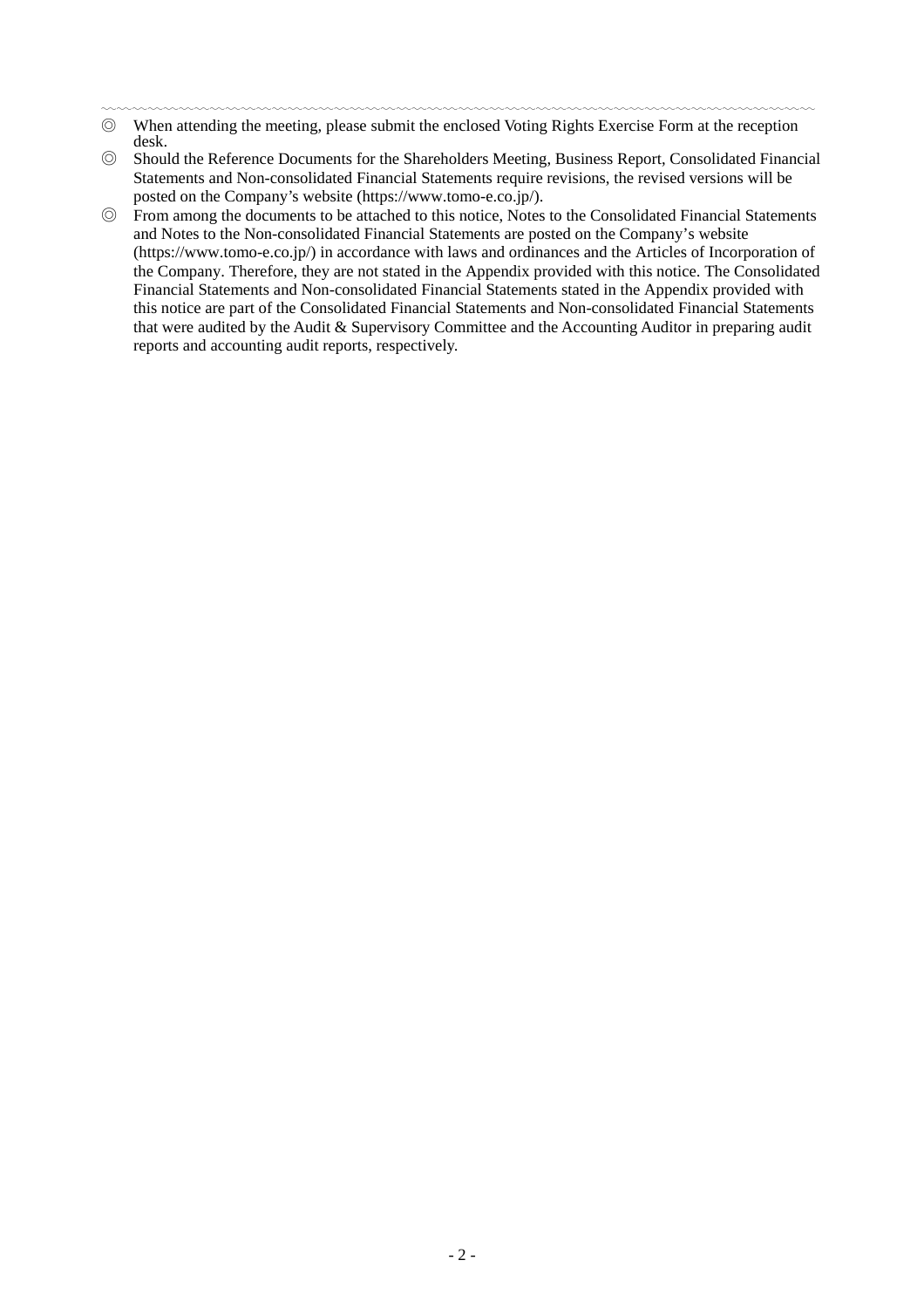- ◎ When attending the meeting, please submit the enclosed Voting Rights Exercise Form at the reception desk.
- ◎ Should the Reference Documents for the Shareholders Meeting, Business Report, Consolidated Financial Statements and Non-consolidated Financial Statements require revisions, the revised versions will be posted on the Company's website (https://www.tomo-e.co.jp/).
- ◎ From among the documents to be attached to this notice, Notes to the Consolidated Financial Statements and Notes to the Non-consolidated Financial Statements are posted on the Company's website (https://www.tomo-e.co.jp/) in accordance with laws and ordinances and the Articles of Incorporation of the Company. Therefore, they are not stated in the Appendix provided with this notice. The Consolidated Financial Statements and Non-consolidated Financial Statements stated in the Appendix provided with this notice are part of the Consolidated Financial Statements and Non-consolidated Financial Statements that were audited by the Audit & Supervisory Committee and the Accounting Auditor in preparing audit reports and accounting audit reports, respectively.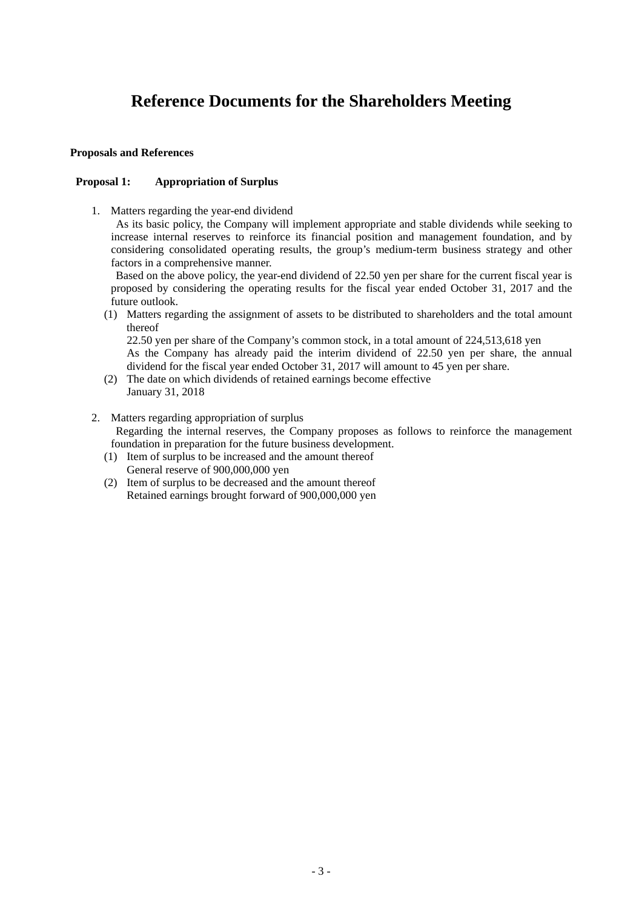# Reference Documents for the Shareholders Meeting

**Proposals and References**

**Proposal 1: Appropriation of Surplus**

1. Matters regarding the year-end dividend

   As its basic policy, the Company will implement appropriate and stable dividends while seeking to increase internal reserves to reinforce its financial position and management foundation, and by considering consolidated operating results, the group's medium-term business strategy and other factors in a comprehensive manner.

   Based on the above policy, the year-end dividend of 22.50 yen per share for the current fiscal year is proposed by considering the operating results for the fiscal year ended October 31, 2017 and the future outlook.

   (1) Matters regarding the assignment of assets to be distributed to shareholders and the total amount thereof

   22.50 yen per share of the Company's common stock, in a total amount of 224,513,618 yen

   As the Company has already paid the interim dividend of 22.50 yen per share, the annual dividend for the fiscal year ended October 31, 2017 will amount to 45 yen per share.

   (2) The date on which dividends of retained earnings become effective

   January 31, 2018

2. Matters regarding appropriation of surplus

   Regarding the internal reserves, the Company proposes as follows to reinforce the management foundation in preparation for the future business development.

   (1) Item of surplus to be increased and the amount thereof

   General reserve of 900,000,000 yen

   (2) Item of surplus to be decreased and the amount thereof

   Retained earnings brought forward of 900,000,000 yen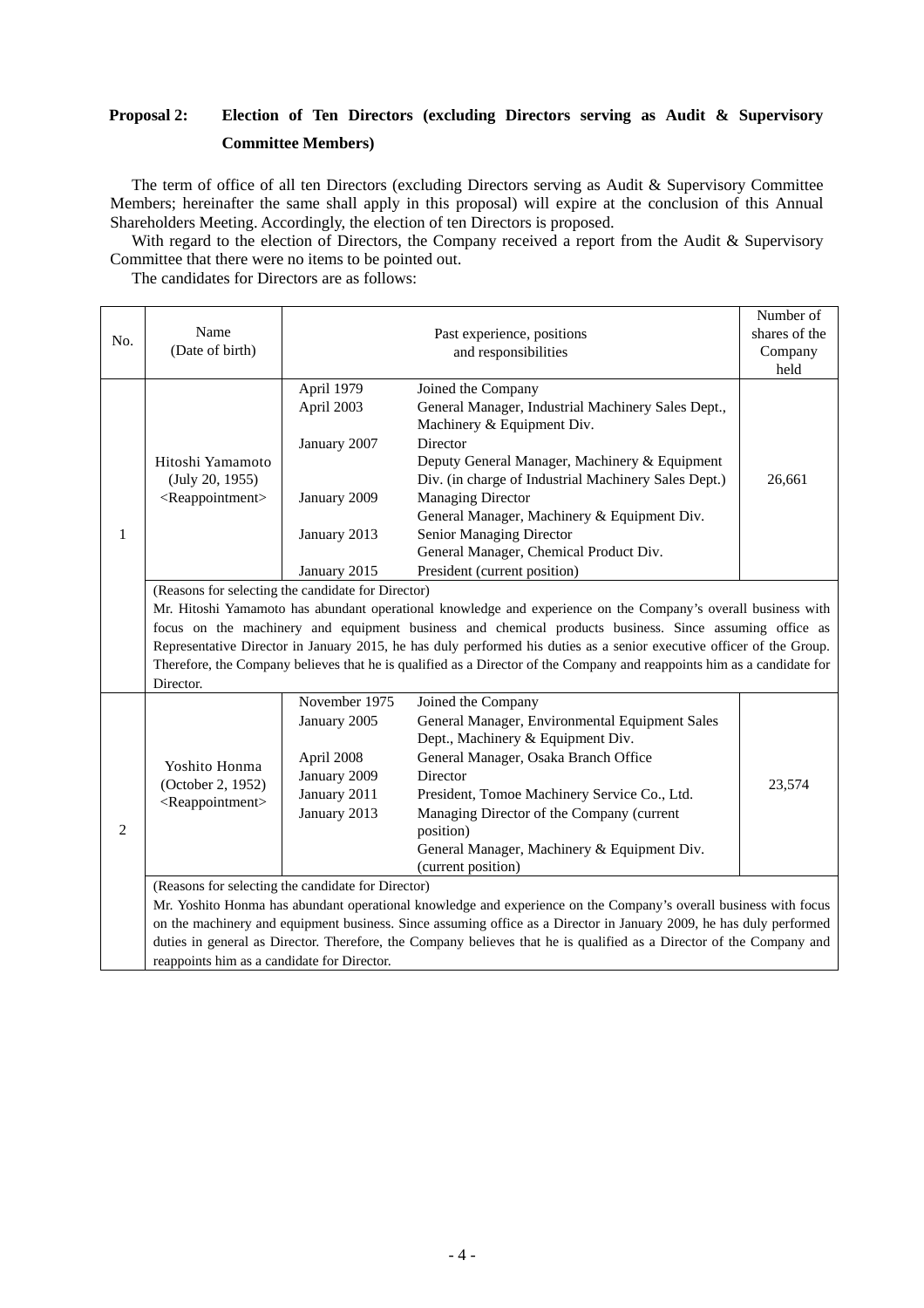**Proposal 2: Election of Ten Directors (excluding Directors serving as Audit & Supervisory Committee Members)**

The term of office of all ten Directors (excluding Directors serving as Audit & Supervisory Committee Members; hereinafter the same shall apply in this proposal) will expire at the conclusion of this Annual Shareholders Meeting. Accordingly, the election of ten Directors is proposed.

With regard to the election of Directors, the Company received a report from the Audit & Supervisory Committee that there were no items to be pointed out.

The candidates for Directors are as follows:

| No. | Name (Date of birth) | Past experience, positions and responsibilities | | Number of shares of the Company held |
|---|---|---|---|---|
| 1 | Hitoshi Yamamoto (July 20, 1955) <Reappointment> | April 1979 | Joined the Company | 26,661 |
| | | April 2003 | General Manager, Industrial Machinery Sales Dept., Machinery & Equipment Div. | |
| | | January 2007 | Director<br>Deputy General Manager, Machinery & Equipment Div. (in charge of Industrial Machinery Sales Dept.) | |
| | | January 2009 | Managing Director<br>General Manager, Machinery & Equipment Div. | |
| | | January 2013 | Senior Managing Director<br>General Manager, Chemical Product Div. | |
| | | January 2015 | President (current position) | |
| | (Reasons for selecting the candidate for Director)<br>Mr. Hitoshi Yamamoto has abundant operational knowledge and experience on the Company's overall business with focus on the machinery and equipment business and chemical products business. Since assuming office as Representative Director in January 2015, he has duly performed his duties as a senior executive officer of the Group. Therefore, the Company believes that he is qualified as a Director of the Company and reappoints him as a candidate for Director. | | | |
| 2 | Yoshito Honma (October 2, 1952) <Reappointment> | November 1975 | Joined the Company | 23,574 |
| | | January 2005 | General Manager, Environmental Equipment Sales Dept., Machinery & Equipment Div. | |
| | | April 2008 | General Manager, Osaka Branch Office | |
| | | January 2009 | Director | |
| | | January 2011 | President, Tomoe Machinery Service Co., Ltd. | |
| | | January 2013 | Managing Director of the Company (current position)<br>General Manager, Machinery & Equipment Div. (current position) | |
| | (Reasons for selecting the candidate for Director)<br>Mr. Yoshito Honma has abundant operational knowledge and experience on the Company's overall business with focus on the machinery and equipment business. Since assuming office as a Director in January 2009, he has duly performed duties in general as Director. Therefore, the Company believes that he is qualified as a Director of the Company and reappoints him as a candidate for Director. | | | |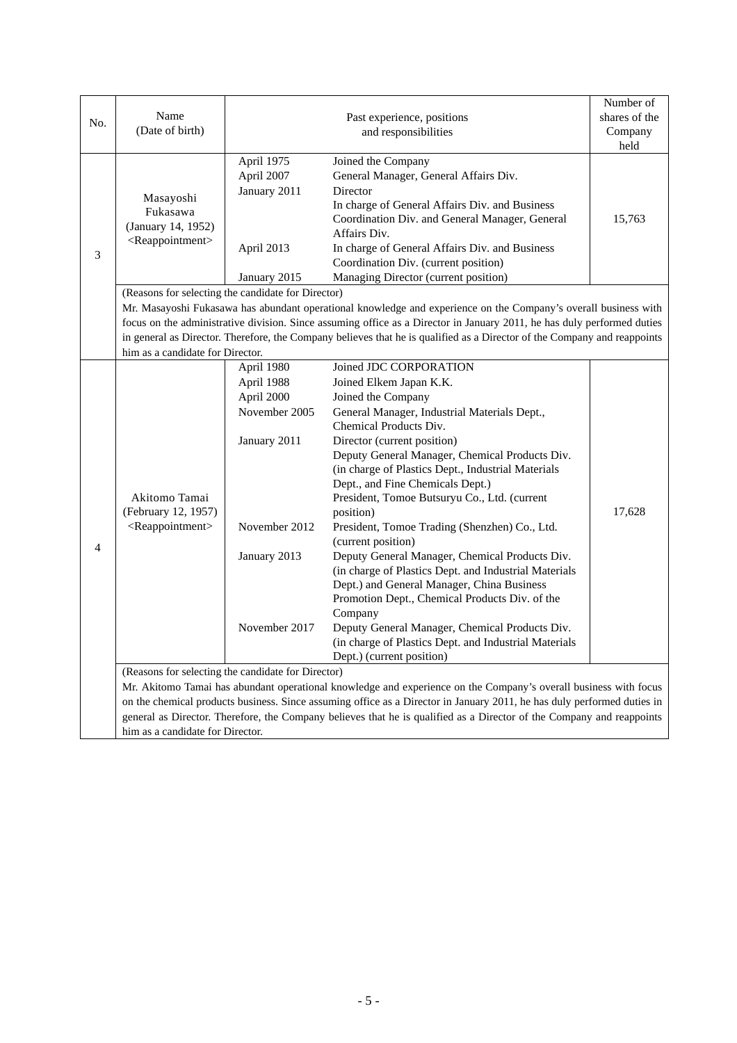| No. | Name (Date of birth) | Past experience, positions and responsibilities | | Number of shares of the Company held |
|---|---|---|---|---|
| 3 | Masayoshi Fukasawa (January 14, 1952) <Reappointment> | April 1975<br>April 2007<br>January 2011<br><br><br><br>April 2013<br><br>January 2015 | Joined the Company<br>General Manager, General Affairs Div.<br>Director<br>In charge of General Affairs Div. and Business Coordination Div. and General Manager, General Affairs Div.<br>In charge of General Affairs Div. and Business Coordination Div. (current position)<br>Managing Director (current position) | 15,763 |
| | (Reasons for selecting the candidate for Director)<br>Mr. Masayoshi Fukasawa has abundant operational knowledge and experience on the Company's overall business with focus on the administrative division. Since assuming office as a Director in January 2011, he has duly performed duties in general as Director. Therefore, the Company believes that he is qualified as a Director of the Company and reappoints him as a candidate for Director. | | | |
| 4 | Akitomo Tamai (February 12, 1957) <Reappointment> | April 1980<br>April 1988<br>April 2000<br>November 2005<br><br>January 2011<br><br><br><br><br><br>November 2012<br><br>January 2013<br><br><br><br><br>November 2017 | Joined JDC CORPORATION<br>Joined Elkem Japan K.K.<br>Joined the Company<br>General Manager, Industrial Materials Dept., Chemical Products Div.<br>Director (current position)<br>Deputy General Manager, Chemical Products Div. (in charge of Plastics Dept., Industrial Materials Dept., and Fine Chemicals Dept.)<br>President, Tomoe Butsuryu Co., Ltd. (current position)<br>President, Tomoe Trading (Shenzhen) Co., Ltd. (current position)<br>Deputy General Manager, Chemical Products Div. (in charge of Plastics Dept. and Industrial Materials Dept.) and General Manager, China Business Promotion Dept., Chemical Products Div. of the Company<br>Deputy General Manager, Chemical Products Div. (in charge of Plastics Dept. and Industrial Materials Dept.) (current position) | 17,628 |
| | (Reasons for selecting the candidate for Director)<br>Mr. Akitomo Tamai has abundant operational knowledge and experience on the Company's overall business with focus on the chemical products business. Since assuming office as a Director in January 2011, he has duly performed duties in general as Director. Therefore, the Company believes that he is qualified as a Director of the Company and reappoints him as a candidate for Director. | | | |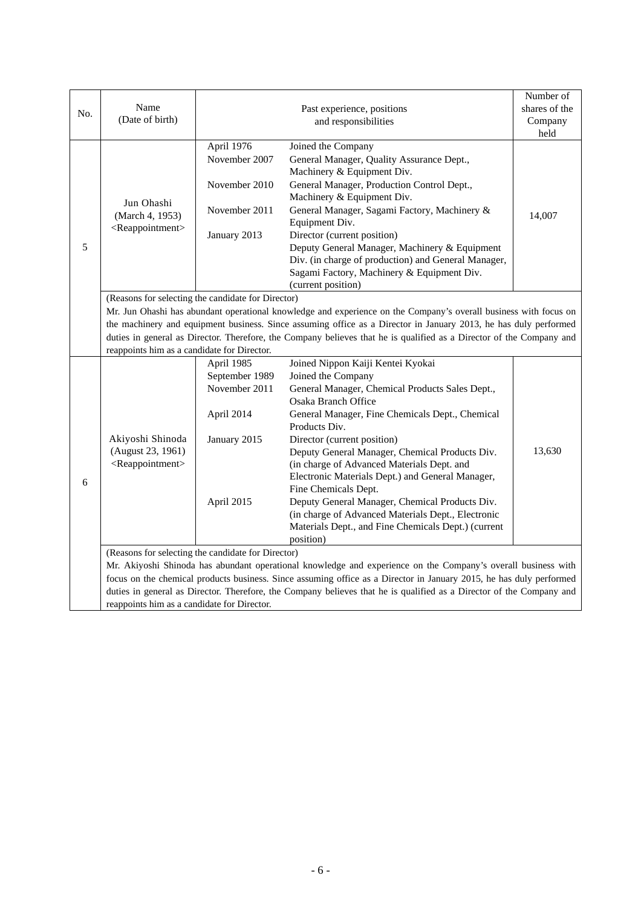| No. | Name (Date of birth) | Past experience, positions and responsibilities | | Number of shares of the Company held |
|---|---|---|---|---|
| 5 | Jun Ohashi (March 4, 1953) <Reappointment> | April 1976 | Joined the Company | 14,007 |
| | | November 2007 | General Manager, Quality Assurance Dept., Machinery & Equipment Div. | |
| | | November 2010 | General Manager, Production Control Dept., Machinery & Equipment Div. | |
| | | November 2011 | General Manager, Sagami Factory, Machinery & Equipment Div. | |
| | | January 2013 | Director (current position) Deputy General Manager, Machinery & Equipment Div. (in charge of production) and General Manager, Sagami Factory, Machinery & Equipment Div. (current position) | |
| | (Reasons for selecting the candidate for Director) Mr. Jun Ohashi has abundant operational knowledge and experience on the Company's overall business with focus on the machinery and equipment business. Since assuming office as a Director in January 2013, he has duly performed duties in general as Director. Therefore, the Company believes that he is qualified as a Director of the Company and reappoints him as a candidate for Director. | | | |
| 6 | Akiyoshi Shinoda (August 23, 1961) <Reappointment> | April 1985 | Joined Nippon Kaiji Kentei Kyokai | 13,630 |
| | | September 1989 | Joined the Company | |
| | | November 2011 | General Manager, Chemical Products Sales Dept., Osaka Branch Office | |
| | | April 2014 | General Manager, Fine Chemicals Dept., Chemical Products Div. | |
| | | January 2015 | Director (current position) Deputy General Manager, Chemical Products Div. (in charge of Advanced Materials Dept. and Electronic Materials Dept.) and General Manager, Fine Chemicals Dept. | |
| | | April 2015 | Deputy General Manager, Chemical Products Div. (in charge of Advanced Materials Dept., Electronic Materials Dept., and Fine Chemicals Dept.) (current position) | |
| | (Reasons for selecting the candidate for Director) Mr. Akiyoshi Shinoda has abundant operational knowledge and experience on the Company's overall business with focus on the chemical products business. Since assuming office as a Director in January 2015, he has duly performed duties in general as Director. Therefore, the Company believes that he is qualified as a Director of the Company and reappoints him as a candidate for Director. | | | |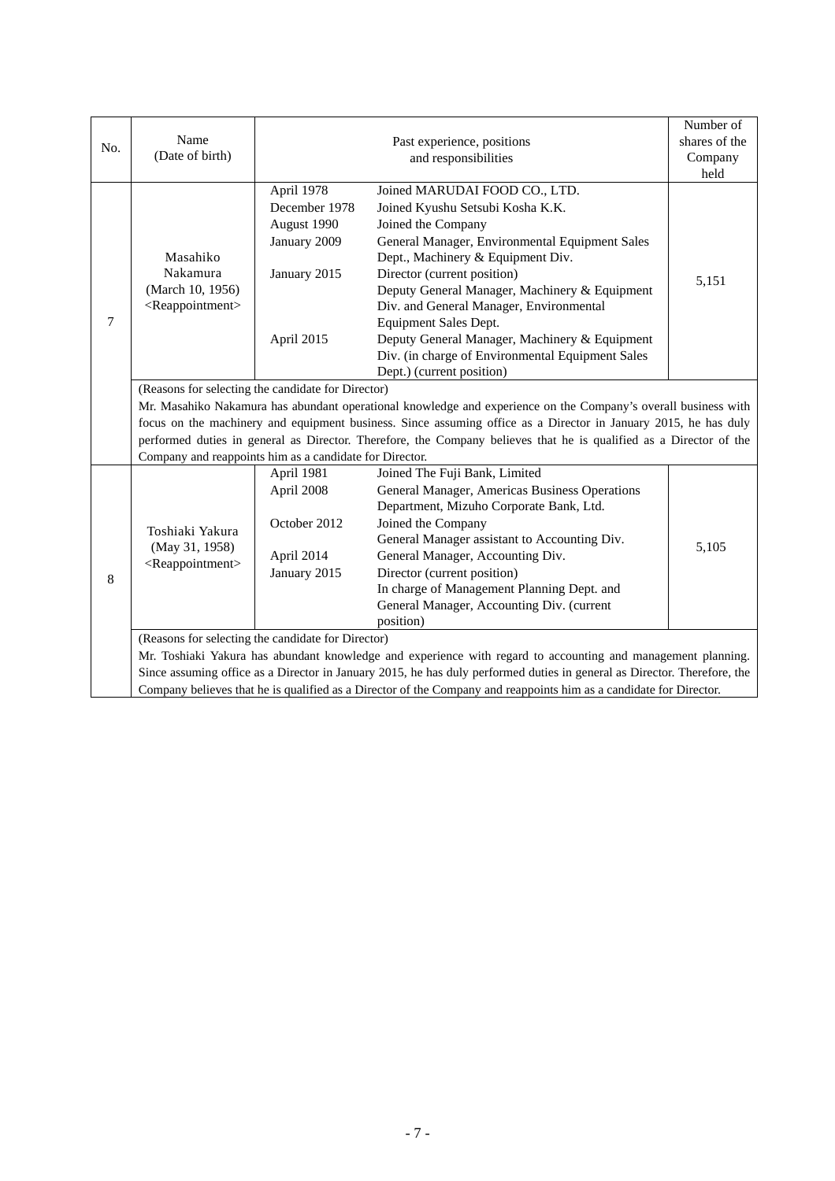| No. | Name (Date of birth) | Past experience, positions and responsibilities | | Number of shares of the Company held |
|---|---|---|---|---|
| 7 | Masahiko Nakamura (March 10, 1956) <Reappointment> | April 1978 | Joined MARUDAI FOOD CO., LTD. | 5,151 |
| | | December 1978 | Joined Kyushu Setsubi Kosha K.K. | |
| | | August 1990 | Joined the Company | |
| | | January 2009 | General Manager, Environmental Equipment Sales Dept., Machinery & Equipment Div. | |
| | | January 2015 | Director (current position) Deputy General Manager, Machinery & Equipment Div. and General Manager, Environmental Equipment Sales Dept. | |
| | | April 2015 | Deputy General Manager, Machinery & Equipment Div. (in charge of Environmental Equipment Sales Dept.) (current position) | |
| | (Reasons for selecting the candidate for Director) Mr. Masahiko Nakamura has abundant operational knowledge and experience on the Company's overall business with focus on the machinery and equipment business. Since assuming office as a Director in January 2015, he has duly performed duties in general as Director. Therefore, the Company believes that he is qualified as a Director of the Company and reappoints him as a candidate for Director. | | | |
| 8 | Toshiaki Yakura (May 31, 1958) <Reappointment> | April 1981 | Joined The Fuji Bank, Limited | 5,105 |
| | | April 2008 | General Manager, Americas Business Operations Department, Mizuho Corporate Bank, Ltd. | |
| | | October 2012 | Joined the Company General Manager assistant to Accounting Div. | |
| | | April 2014 | General Manager, Accounting Div. | |
| | | January 2015 | Director (current position) In charge of Management Planning Dept. and General Manager, Accounting Div. (current position) | |
| | (Reasons for selecting the candidate for Director) Mr. Toshiaki Yakura has abundant knowledge and experience with regard to accounting and management planning. Since assuming office as a Director in January 2015, he has duly performed duties in general as Director. Therefore, the Company believes that he is qualified as a Director of the Company and reappoints him as a candidate for Director. | | | |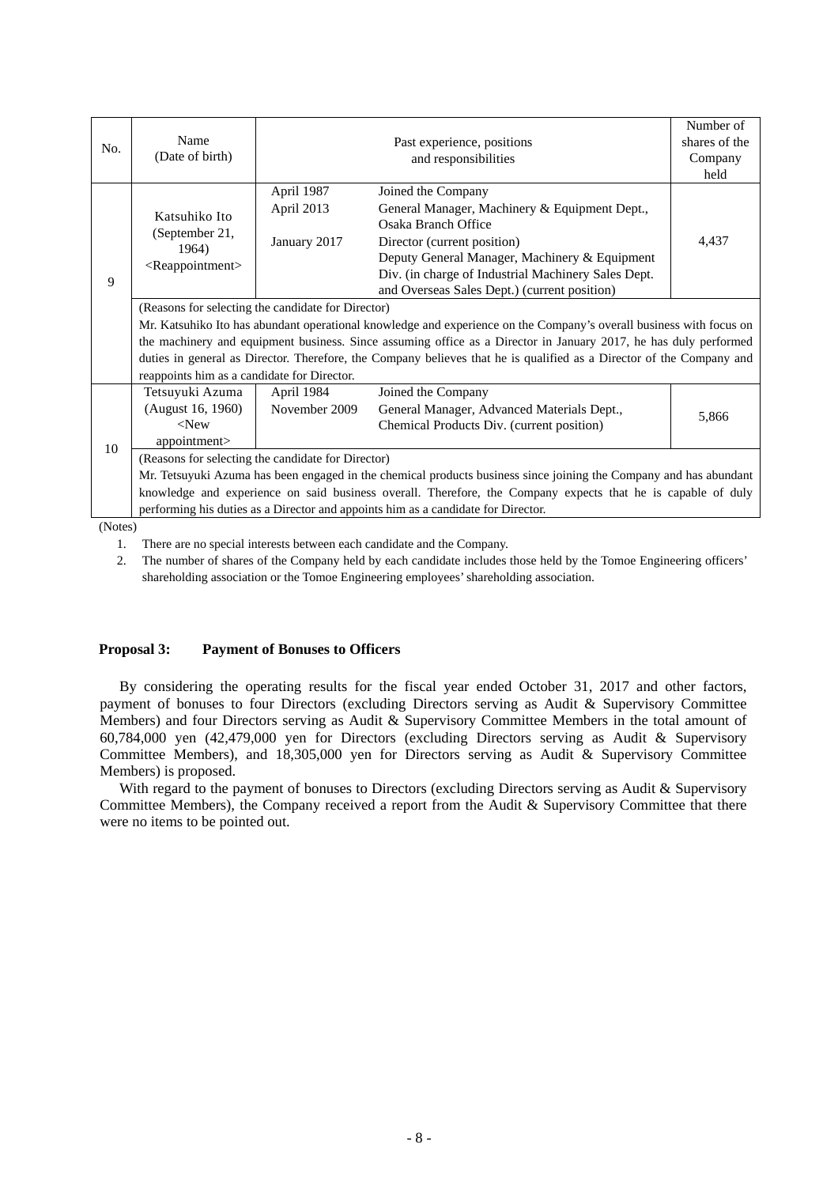| No. | Name (Date of birth) | Past experience, positions and responsibilities | | Number of shares of the Company held |
|---|---|---|---|---|
| 9 | Katsuhiko Ito (September 21, 1964) <Reappointment> | April 1987<br>April 2013<br><br>January 2017 | Joined the Company<br>General Manager, Machinery & Equipment Dept., Osaka Branch Office<br>Director (current position)<br>Deputy General Manager, Machinery & Equipment Div. (in charge of Industrial Machinery Sales Dept. and Overseas Sales Dept.) (current position) | 4,437 |
| | (Reasons for selecting the candidate for Director)<br>Mr. Katsuhiko Ito has abundant operational knowledge and experience on the Company's overall business with focus on the machinery and equipment business. Since assuming office as a Director in January 2017, he has duly performed duties in general as Director. Therefore, the Company believes that he is qualified as a Director of the Company and reappoints him as a candidate for Director. | | | |
| 10 | Tetsuyuki Azuma (August 16, 1960) <New appointment> | April 1984<br>November 2009 | Joined the Company<br>General Manager, Advanced Materials Dept., Chemical Products Div. (current position) | 5,866 |
| | (Reasons for selecting the candidate for Director)<br>Mr. Tetsuyuki Azuma has been engaged in the chemical products business since joining the Company and has abundant knowledge and experience on said business overall. Therefore, the Company expects that he is capable of duly performing his duties as a Director and appoints him as a candidate for Director. | | | |

(Notes)

1. There are no special interests between each candidate and the Company.
2. The number of shares of the Company held by each candidate includes those held by the Tomoe Engineering officers' shareholding association or the Tomoe Engineering employees' shareholding association.

**Proposal 3: Payment of Bonuses to Officers**

By considering the operating results for the fiscal year ended October 31, 2017 and other factors, payment of bonuses to four Directors (excluding Directors serving as Audit & Supervisory Committee Members) and four Directors serving as Audit & Supervisory Committee Members in the total amount of 60,784,000 yen (42,479,000 yen for Directors (excluding Directors serving as Audit & Supervisory Committee Members), and 18,305,000 yen for Directors serving as Audit & Supervisory Committee Members) is proposed.

With regard to the payment of bonuses to Directors (excluding Directors serving as Audit & Supervisory Committee Members), the Company received a report from the Audit & Supervisory Committee that there were no items to be pointed out.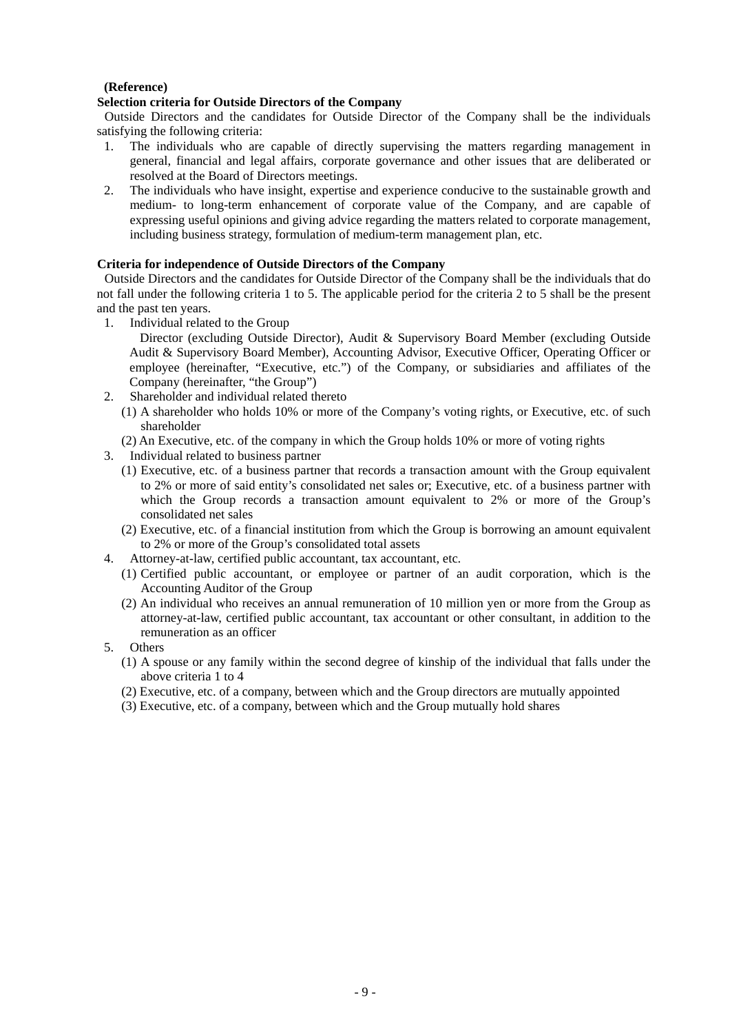**(Reference)**

**Selection criteria for Outside Directors of the Company**

Outside Directors and the candidates for Outside Director of the Company shall be the individuals satisfying the following criteria:

1. The individuals who are capable of directly supervising the matters regarding management in general, financial and legal affairs, corporate governance and other issues that are deliberated or resolved at the Board of Directors meetings.
2. The individuals who have insight, expertise and experience conducive to the sustainable growth and medium- to long-term enhancement of corporate value of the Company, and are capable of expressing useful opinions and giving advice regarding the matters related to corporate management, including business strategy, formulation of medium-term management plan, etc.

**Criteria for independence of Outside Directors of the Company**

Outside Directors and the candidates for Outside Director of the Company shall be the individuals that do not fall under the following criteria 1 to 5. The applicable period for the criteria 2 to 5 shall be the present and the past ten years.

1. Individual related to the Group
   Director (excluding Outside Director), Audit & Supervisory Board Member (excluding Outside Audit & Supervisory Board Member), Accounting Advisor, Executive Officer, Operating Officer or employee (hereinafter, "Executive, etc.") of the Company, or subsidiaries and affiliates of the Company (hereinafter, "the Group")
2. Shareholder and individual related thereto
   (1) A shareholder who holds 10% or more of the Company's voting rights, or Executive, etc. of such shareholder
   (2) An Executive, etc. of the company in which the Group holds 10% or more of voting rights
3. Individual related to business partner
   (1) Executive, etc. of a business partner that records a transaction amount with the Group equivalent to 2% or more of said entity's consolidated net sales or; Executive, etc. of a business partner with which the Group records a transaction amount equivalent to 2% or more of the Group's consolidated net sales
   (2) Executive, etc. of a financial institution from which the Group is borrowing an amount equivalent to 2% or more of the Group's consolidated total assets
4. Attorney-at-law, certified public accountant, tax accountant, etc.
   (1) Certified public accountant, or employee or partner of an audit corporation, which is the Accounting Auditor of the Group
   (2) An individual who receives an annual remuneration of 10 million yen or more from the Group as attorney-at-law, certified public accountant, tax accountant or other consultant, in addition to the remuneration as an officer
5. Others
   (1) A spouse or any family within the second degree of kinship of the individual that falls under the above criteria 1 to 4
   (2) Executive, etc. of a company, between which and the Group directors are mutually appointed
   (3) Executive, etc. of a company, between which and the Group mutually hold shares